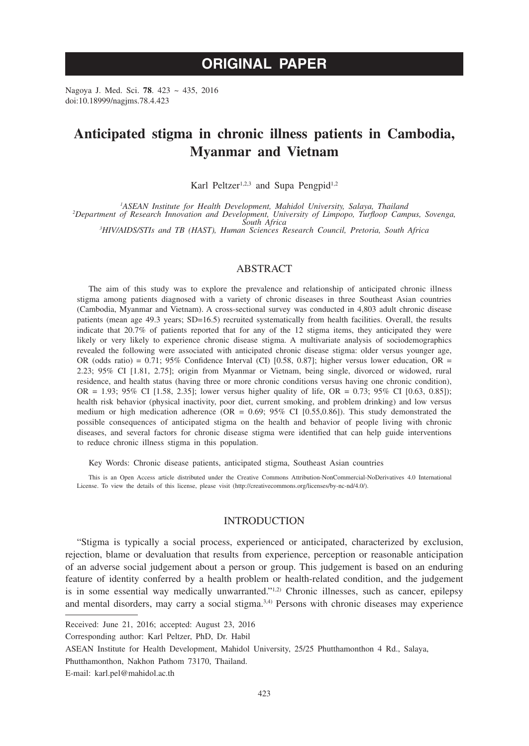# ORIGINAL PAPER

Nagoya J. Med. Sci. **78**. 423 ~ 435, 2016
doi:10.18999/nagjms.78.4.423

# Anticipated stigma in chronic illness patients in Cambodia, Myanmar and Vietnam

Karl Peltzer[1,2,3] and Supa Pengpid[1,2]

[1] *ASEAN Institute for Health Development, Mahidol University, Salaya, Thailand*
[2] *Department of Research Innovation and Development, University of Limpopo, Turfloop Campus, Sovenga, South Africa*
[3] *HIV/AIDS/STIs and TB (HAST), Human Sciences Research Council, Pretoria, South Africa*

## ABSTRACT

The aim of this study was to explore the prevalence and relationship of anticipated chronic illness stigma among patients diagnosed with a variety of chronic diseases in three Southeast Asian countries (Cambodia, Myanmar and Vietnam). A cross-sectional survey was conducted in 4,803 adult chronic disease patients (mean age 49.3 years; SD=16.5) recruited systematically from health facilities. Overall, the results indicate that 20.7% of patients reported that for any of the 12 stigma items, they anticipated they were likely or very likely to experience chronic disease stigma. A multivariate analysis of sociodemographics revealed the following were associated with anticipated chronic disease stigma: older versus younger age, OR (odds ratio) = 0.71; 95% Confidence Interval (CI) [0.58, 0.87]; higher versus lower education, OR = 2.23; 95% CI [1.81, 2.75]; origin from Myanmar or Vietnam, being single, divorced or widowed, rural residence, and health status (having three or more chronic conditions versus having one chronic condition), OR = 1.93; 95% CI [1.58, 2.35]; lower versus higher quality of life, OR = 0.73; 95% CI [0.63, 0.85]); health risk behavior (physical inactivity, poor diet, current smoking, and problem drinking) and low versus medium or high medication adherence (OR = 0.69; 95% CI [0.55,0.86]). This study demonstrated the possible consequences of anticipated stigma on the health and behavior of people living with chronic diseases, and several factors for chronic disease stigma were identified that can help guide interventions to reduce chronic illness stigma in this population.

Key Words: Chronic disease patients, anticipated stigma, Southeast Asian countries

This is an Open Access article distributed under the Creative Commons Attribution-NonCommercial-NoDerivatives 4.0 International License. To view the details of this license, please visit (http://creativecommons.org/licenses/by-nc-nd/4.0/).

## INTRODUCTION

"Stigma is typically a social process, experienced or anticipated, characterized by exclusion, rejection, blame or devaluation that results from experience, perception or reasonable anticipation of an adverse social judgement about a person or group. This judgement is based on an enduring feature of identity conferred by a health problem or health-related condition, and the judgement is in some essential way medically unwarranted."[1,2] Chronic illnesses, such as cancer, epilepsy and mental disorders, may carry a social stigma.[3,4] Persons with chronic diseases may experience

---

Received: June 21, 2016; accepted: August 23, 2016

Corresponding author: Karl Peltzer, PhD, Dr. Habil

ASEAN Institute for Health Development, Mahidol University, 25/25 Phutthamonthon 4 Rd., Salaya, Phutthamonthon, Nakhon Pathom 73170, Thailand.

E-mail: karl.pel@mahidol.ac.th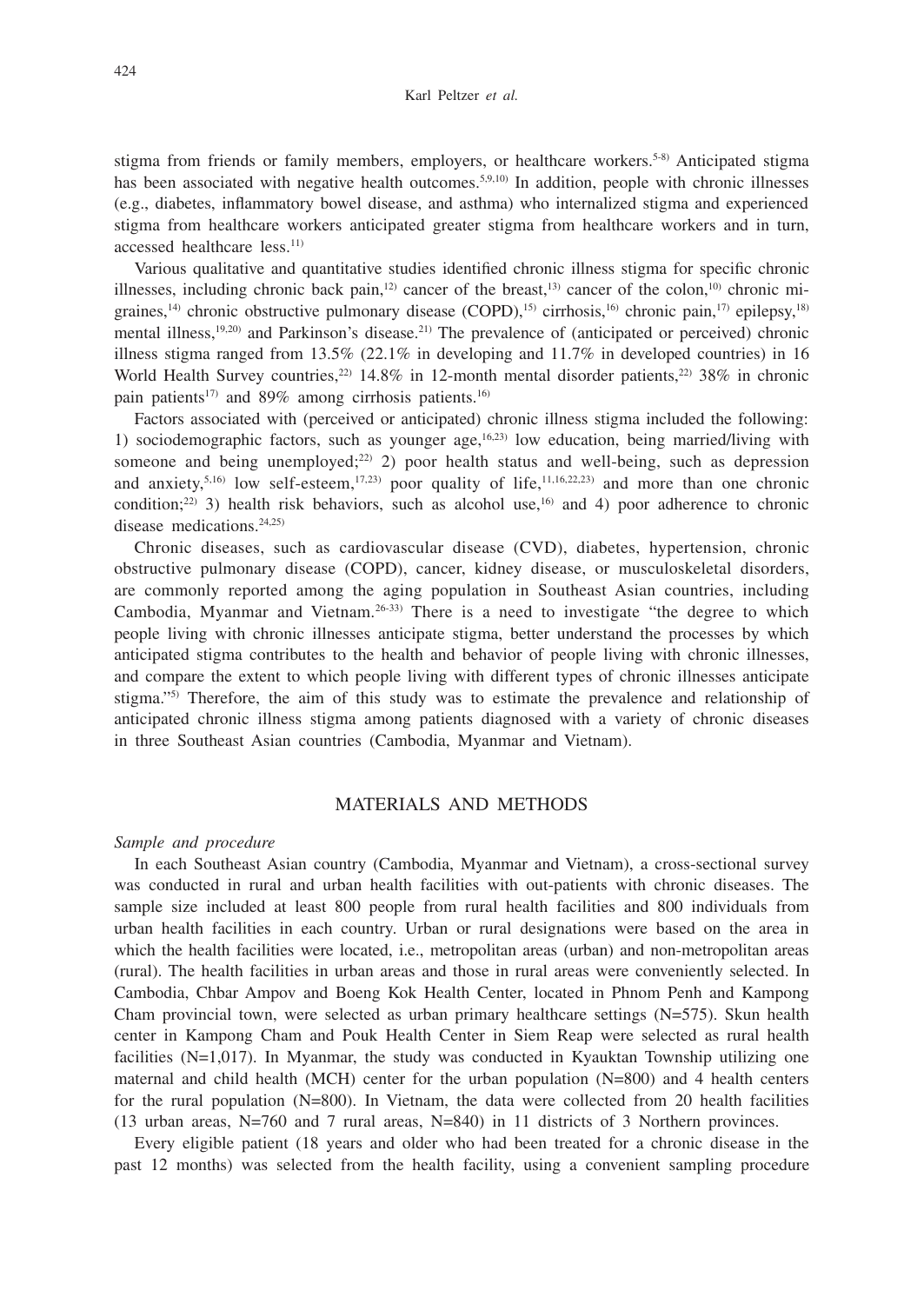stigma from friends or family members, employers, or healthcare workers.[5-8] Anticipated stigma has been associated with negative health outcomes.[5,9,10] In addition, people with chronic illnesses (e.g., diabetes, inflammatory bowel disease, and asthma) who internalized stigma and experienced stigma from healthcare workers anticipated greater stigma from healthcare workers and in turn, accessed healthcare less.[11]

Various qualitative and quantitative studies identified chronic illness stigma for specific chronic illnesses, including chronic back pain,[12] cancer of the breast,[13] cancer of the colon,[10] chronic migraines,[14] chronic obstructive pulmonary disease (COPD),[15] cirrhosis,[16] chronic pain,[17] epilepsy,[18] mental illness,[19,20] and Parkinson's disease.[21] The prevalence of (anticipated or perceived) chronic illness stigma ranged from 13.5% (22.1% in developing and 11.7% in developed countries) in 16 World Health Survey countries,[22] 14.8% in 12-month mental disorder patients,[22] 38% in chronic pain patients[17] and 89% among cirrhosis patients.[16]

Factors associated with (perceived or anticipated) chronic illness stigma included the following: 1) sociodemographic factors, such as younger age,[16,23] low education, being married/living with someone and being unemployed;[22] 2) poor health status and well-being, such as depression and anxiety,[5,16] low self-esteem,[17,23] poor quality of life,[11,16,22,23] and more than one chronic condition;[22] 3) health risk behaviors, such as alcohol use,[16] and 4) poor adherence to chronic disease medications.[24,25]

Chronic diseases, such as cardiovascular disease (CVD), diabetes, hypertension, chronic obstructive pulmonary disease (COPD), cancer, kidney disease, or musculoskeletal disorders, are commonly reported among the aging population in Southeast Asian countries, including Cambodia, Myanmar and Vietnam.[26-33] There is a need to investigate "the degree to which people living with chronic illnesses anticipate stigma, better understand the processes by which anticipated stigma contributes to the health and behavior of people living with chronic illnesses, and compare the extent to which people living with different types of chronic illnesses anticipate stigma."[5] Therefore, the aim of this study was to estimate the prevalence and relationship of anticipated chronic illness stigma among patients diagnosed with a variety of chronic diseases in three Southeast Asian countries (Cambodia, Myanmar and Vietnam).

## MATERIALS AND METHODS

### *Sample and procedure*

In each Southeast Asian country (Cambodia, Myanmar and Vietnam), a cross-sectional survey was conducted in rural and urban health facilities with out-patients with chronic diseases. The sample size included at least 800 people from rural health facilities and 800 individuals from urban health facilities in each country. Urban or rural designations were based on the area in which the health facilities were located, i.e., metropolitan areas (urban) and non-metropolitan areas (rural). The health facilities in urban areas and those in rural areas were conveniently selected. In Cambodia, Chbar Ampov and Boeng Kok Health Center, located in Phnom Penh and Kampong Cham provincial town, were selected as urban primary healthcare settings (N=575). Skun health center in Kampong Cham and Pouk Health Center in Siem Reap were selected as rural health facilities (N=1,017). In Myanmar, the study was conducted in Kyauktan Township utilizing one maternal and child health (MCH) center for the urban population (N=800) and 4 health centers for the rural population (N=800). In Vietnam, the data were collected from 20 health facilities (13 urban areas, N=760 and 7 rural areas, N=840) in 11 districts of 3 Northern provinces.

Every eligible patient (18 years and older who had been treated for a chronic disease in the past 12 months) was selected from the health facility, using a convenient sampling procedure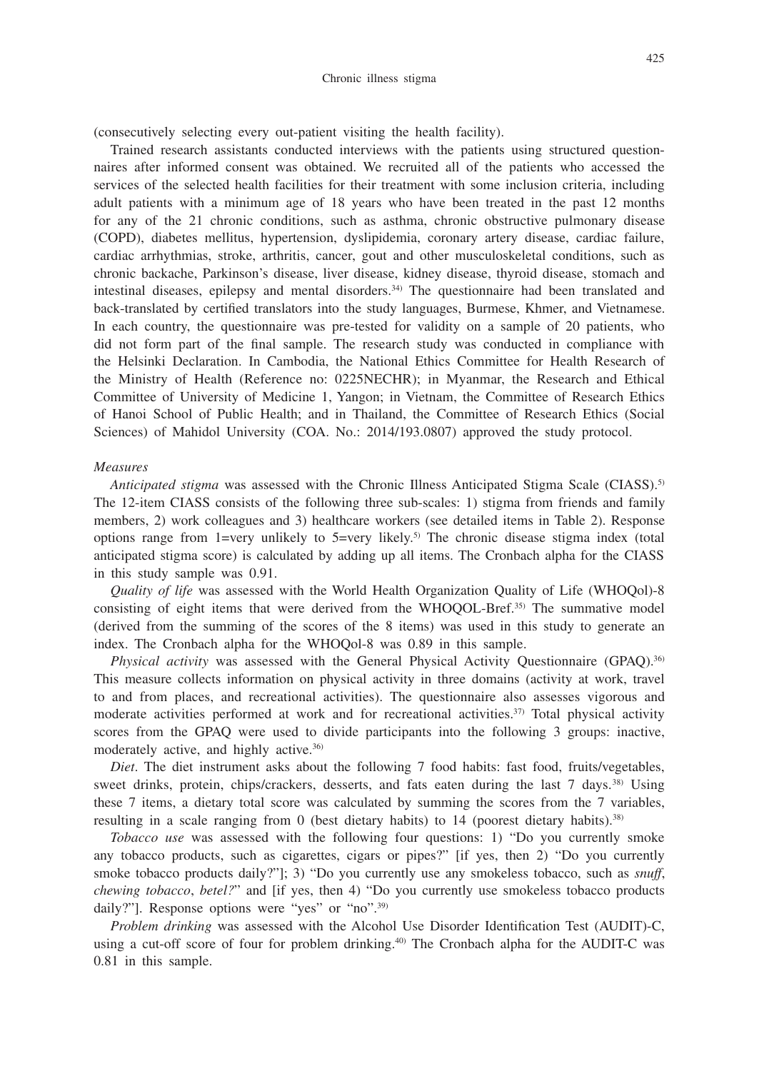(consecutively selecting every out-patient visiting the health facility).

Trained research assistants conducted interviews with the patients using structured questionnaires after informed consent was obtained. We recruited all of the patients who accessed the services of the selected health facilities for their treatment with some inclusion criteria, including adult patients with a minimum age of 18 years who have been treated in the past 12 months for any of the 21 chronic conditions, such as asthma, chronic obstructive pulmonary disease (COPD), diabetes mellitus, hypertension, dyslipidemia, coronary artery disease, cardiac failure, cardiac arrhythmias, stroke, arthritis, cancer, gout and other musculoskeletal conditions, such as chronic backache, Parkinson's disease, liver disease, kidney disease, thyroid disease, stomach and intestinal diseases, epilepsy and mental disorders.[34] The questionnaire had been translated and back-translated by certified translators into the study languages, Burmese, Khmer, and Vietnamese. In each country, the questionnaire was pre-tested for validity on a sample of 20 patients, who did not form part of the final sample. The research study was conducted in compliance with the Helsinki Declaration. In Cambodia, the National Ethics Committee for Health Research of the Ministry of Health (Reference no: 0225NECHR); in Myanmar, the Research and Ethical Committee of University of Medicine 1, Yangon; in Vietnam, the Committee of Research Ethics of Hanoi School of Public Health; and in Thailand, the Committee of Research Ethics (Social Sciences) of Mahidol University (COA. No.: 2014/193.0807) approved the study protocol.

*Measures*

*Anticipated stigma* was assessed with the Chronic Illness Anticipated Stigma Scale (CIASS).[5] The 12-item CIASS consists of the following three sub-scales: 1) stigma from friends and family members, 2) work colleagues and 3) healthcare workers (see detailed items in Table 2). Response options range from 1=very unlikely to 5=very likely.[5] The chronic disease stigma index (total anticipated stigma score) is calculated by adding up all items. The Cronbach alpha for the CIASS in this study sample was 0.91.

*Quality of life* was assessed with the World Health Organization Quality of Life (WHOQol)-8 consisting of eight items that were derived from the WHOQOL-Bref.[35] The summative model (derived from the summing of the scores of the 8 items) was used in this study to generate an index. The Cronbach alpha for the WHOQol-8 was 0.89 in this sample.

*Physical activity* was assessed with the General Physical Activity Questionnaire (GPAQ).[36] This measure collects information on physical activity in three domains (activity at work, travel to and from places, and recreational activities). The questionnaire also assesses vigorous and moderate activities performed at work and for recreational activities.[37] Total physical activity scores from the GPAQ were used to divide participants into the following 3 groups: inactive, moderately active, and highly active.[36]

*Diet*. The diet instrument asks about the following 7 food habits: fast food, fruits/vegetables, sweet drinks, protein, chips/crackers, desserts, and fats eaten during the last 7 days.[38] Using these 7 items, a dietary total score was calculated by summing the scores from the 7 variables, resulting in a scale ranging from 0 (best dietary habits) to 14 (poorest dietary habits).[38]

*Tobacco use* was assessed with the following four questions: 1) "Do you currently smoke any tobacco products, such as cigarettes, cigars or pipes?" [if yes, then 2) "Do you currently smoke tobacco products daily?"]; 3) "Do you currently use any smokeless tobacco, such as *snuff*, *chewing tobacco*, *betel?*" and [if yes, then 4) "Do you currently use smokeless tobacco products daily?"]. Response options were "yes" or "no".[39]

*Problem drinking* was assessed with the Alcohol Use Disorder Identification Test (AUDIT)-C, using a cut-off score of four for problem drinking.[40] The Cronbach alpha for the AUDIT-C was 0.81 in this sample.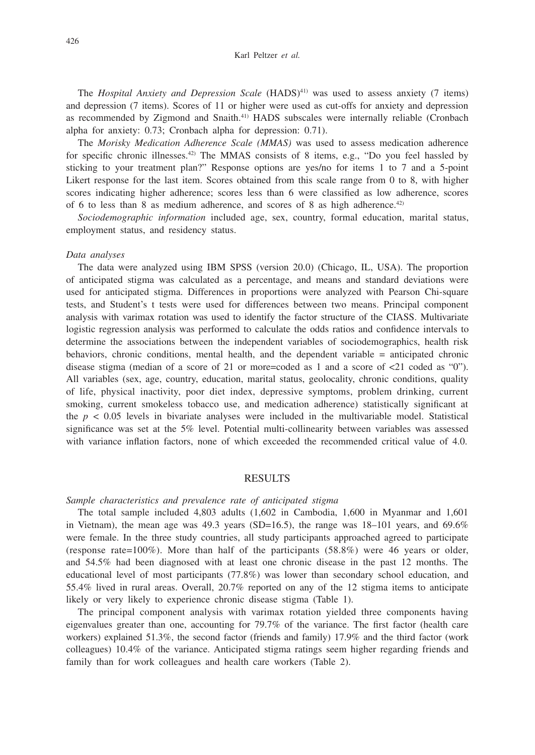The *Hospital Anxiety and Depression Scale* (HADS)[41] was used to assess anxiety (7 items) and depression (7 items). Scores of 11 or higher were used as cut-offs for anxiety and depression as recommended by Zigmond and Snaith.[41] HADS subscales were internally reliable (Cronbach alpha for anxiety: 0.73; Cronbach alpha for depression: 0.71).

The *Morisky Medication Adherence Scale (MMAS)* was used to assess medication adherence for specific chronic illnesses.[42] The MMAS consists of 8 items, e.g., "Do you feel hassled by sticking to your treatment plan?" Response options are yes/no for items 1 to 7 and a 5-point Likert response for the last item. Scores obtained from this scale range from 0 to 8, with higher scores indicating higher adherence; scores less than 6 were classified as low adherence, scores of 6 to less than 8 as medium adherence, and scores of 8 as high adherence.[42]

*Sociodemographic information* included age, sex, country, formal education, marital status, employment status, and residency status.

*Data analyses*

The data were analyzed using IBM SPSS (version 20.0) (Chicago, IL, USA). The proportion of anticipated stigma was calculated as a percentage, and means and standard deviations were used for anticipated stigma. Differences in proportions were analyzed with Pearson Chi-square tests, and Student's t tests were used for differences between two means. Principal component analysis with varimax rotation was used to identify the factor structure of the CIASS. Multivariate logistic regression analysis was performed to calculate the odds ratios and confidence intervals to determine the associations between the independent variables of sociodemographics, health risk behaviors, chronic conditions, mental health, and the dependent variable = anticipated chronic disease stigma (median of a score of 21 or more=coded as 1 and a score of <21 coded as "0"). All variables (sex, age, country, education, marital status, geolocality, chronic conditions, quality of life, physical inactivity, poor diet index, depressive symptoms, problem drinking, current smoking, current smokeless tobacco use, and medication adherence) statistically significant at the $p < 0.05$ levels in bivariate analyses were included in the multivariable model. Statistical significance was set at the 5% level. Potential multi-collinearity between variables was assessed with variance inflation factors, none of which exceeded the recommended critical value of 4.0.

## RESULTS

*Sample characteristics and prevalence rate of anticipated stigma*

The total sample included 4,803 adults (1,602 in Cambodia, 1,600 in Myanmar and 1,601 in Vietnam), the mean age was 49.3 years (SD=16.5), the range was 18–101 years, and 69.6% were female. In the three study countries, all study participants approached agreed to participate (response rate=100%). More than half of the participants (58.8%) were 46 years or older, and 54.5% had been diagnosed with at least one chronic disease in the past 12 months. The educational level of most participants (77.8%) was lower than secondary school education, and 55.4% lived in rural areas. Overall, 20.7% reported on any of the 12 stigma items to anticipate likely or very likely to experience chronic disease stigma (Table 1).

The principal component analysis with varimax rotation yielded three components having eigenvalues greater than one, accounting for 79.7% of the variance. The first factor (health care workers) explained 51.3%, the second factor (friends and family) 17.9% and the third factor (work colleagues) 10.4% of the variance. Anticipated stigma ratings seem higher regarding friends and family than for work colleagues and health care workers (Table 2).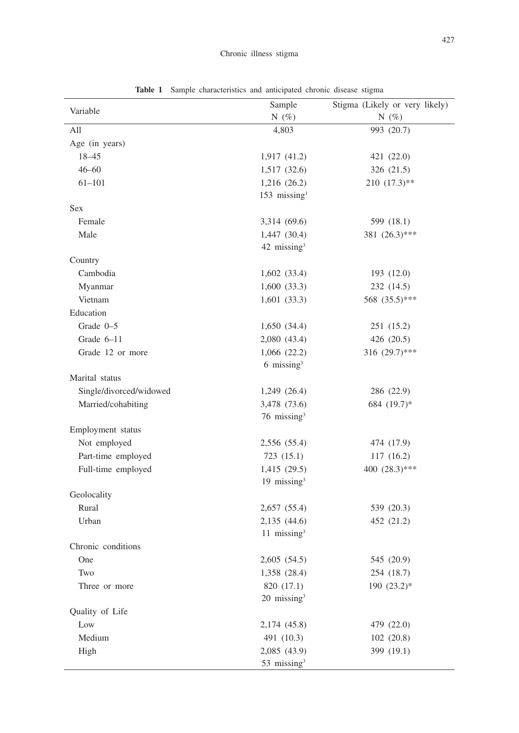**Table 1** Sample characteristics and anticipated chronic disease stigma

| Variable | Sample<br>N (%) | Stigma (Likely or very likely)<br>N (%) |
|---|---|---|
| All | 4,803 | 993 (20.7) |
| Age (in years) | | |
| 18–45 | 1,917 (41.2) | 421 (22.0) |
| 46–60 | 1,517 (32.6) | 326 (21.5) |
| 61–101 | 1,216 (26.2) | 210 (17.3)** |
| | 153 missing[1] | |
| Sex | | |
| Female | 3,314 (69.6) | 599 (18.1) |
| Male | 1,447 (30.4) | 381 (26.3)*** |
| | 42 missing[3] | |
| Country | | |
| Cambodia | 1,602 (33.4) | 193 (12.0) |
| Myanmar | 1,600 (33.3) | 232 (14.5) |
| Vietnam | 1,601 (33.3) | 568 (35.5)*** |
| Education | | |
| Grade 0–5 | 1,650 (34.4) | 251 (15.2) |
| Grade 6–11 | 2,080 (43.4) | 426 (20.5) |
| Grade 12 or more | 1,066 (22.2) | 316 (29.7)*** |
| | 6 missing[3] | |
| Marital status | | |
| Single/divorced/widowed | 1,249 (26.4) | 286 (22.9) |
| Married/cohabiting | 3,478 (73.6) | 684 (19.7)* |
| | 76 missing[3] | |
| Employment status | | |
| Not employed | 2,556 (55.4) | 474 (17.9) |
| Part-time employed | 723 (15.1) | 117 (16.2) |
| Full-time employed | 1,415 (29.5) | 400 (28.3)*** |
| | 19 missing[3] | |
| Geolocality | | |
| Rural | 2,657 (55.4) | 539 (20.3) |
| Urban | 2,135 (44.6) | 452 (21.2) |
| | 11 missing[3] | |
| Chronic conditions | | |
| One | 2,605 (54.5) | 545 (20.9) |
| Two | 1,358 (28.4) | 254 (18.7) |
| Three or more | 820 (17.1) | 190 (23.2)* |
| | 20 missing[3] | |
| Quality of Life | | |
| Low | 2,174 (45.8) | 479 (22.0) |
| Medium | 491 (10.3) | 102 (20.8) |
| High | 2,085 (43.9) | 399 (19.1) |
| | 53 missing[3] | |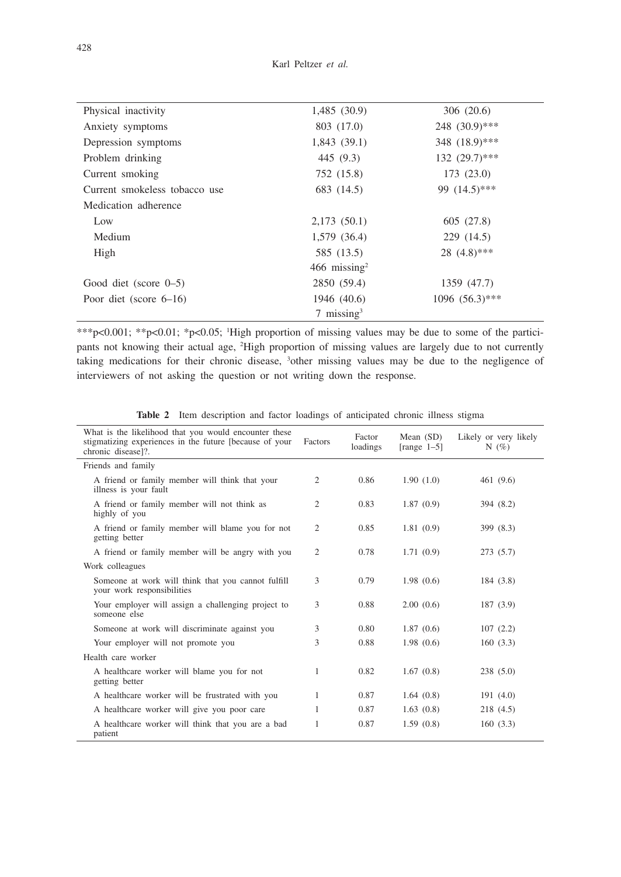| | | |
|---|---|---|
| Physical inactivity | 1,485 (30.9) | 306 (20.6) |
| Anxiety symptoms | 803 (17.0) | 248 (30.9)*** |
| Depression symptoms | 1,843 (39.1) | 348 (18.9)*** |
| Problem drinking | 445 (9.3) | 132 (29.7)*** |
| Current smoking | 752 (15.8) | 173 (23.0) |
| Current smokeless tobacco use | 683 (14.5) | 99 (14.5)*** |
| Medication adherence | | |
| Low | 2,173 (50.1) | 605 (27.8) |
| Medium | 1,579 (36.4) | 229 (14.5) |
| High | 585 (13.5) | 28 (4.8)*** |
| | 466 missing[2] | |
| Good diet (score 0–5) | 2850 (59.4) | 1359 (47.7) |
| Poor diet (score 6–16) | 1946 (40.6) | 1096 (56.3)*** |
| | 7 missing[3] | |

***p<0.001; **p<0.01; *p<0.05; [1]High proportion of missing values may be due to some of the participants not knowing their actual age, [2]High proportion of missing values are largely due to not currently taking medications for their chronic disease, [3]other missing values may be due to the negligence of interviewers of not asking the question or not writing down the response.

**Table 2** Item description and factor loadings of anticipated chronic illness stigma

| What is the likelihood that you would encounter these stigmatizing experiences in the future [because of your chronic disease]?. | Factors | Factor loadings | Mean (SD) [range 1–5] | Likely or very likely N (%) |
|---|---|---|---|---|
| Friends and family | | | | |
| A friend or family member will think that your illness is your fault | 2 | 0.86 | 1.90 (1.0) | 461 (9.6) |
| A friend or family member will not think as highly of you | 2 | 0.83 | 1.87 (0.9) | 394 (8.2) |
| A friend or family member will blame you for not getting better | 2 | 0.85 | 1.81 (0.9) | 399 (8.3) |
| A friend or family member will be angry with you | 2 | 0.78 | 1.71 (0.9) | 273 (5.7) |
| Work colleagues | | | | |
| Someone at work will think that you cannot fulfill your work responsibilities | 3 | 0.79 | 1.98 (0.6) | 184 (3.8) |
| Your employer will assign a challenging project to someone else | 3 | 0.88 | 2.00 (0.6) | 187 (3.9) |
| Someone at work will discriminate against you | 3 | 0.80 | 1.87 (0.6) | 107 (2.2) |
| Your employer will not promote you | 3 | 0.88 | 1.98 (0.6) | 160 (3.3) |
| Health care worker | | | | |
| A healthcare worker will blame you for not getting better | 1 | 0.82 | 1.67 (0.8) | 238 (5.0) |
| A healthcare worker will be frustrated with you | 1 | 0.87 | 1.64 (0.8) | 191 (4.0) |
| A healthcare worker will give you poor care | 1 | 0.87 | 1.63 (0.8) | 218 (4.5) |
| A healthcare worker will think that you are a bad patient | 1 | 0.87 | 1.59 (0.8) | 160 (3.3) |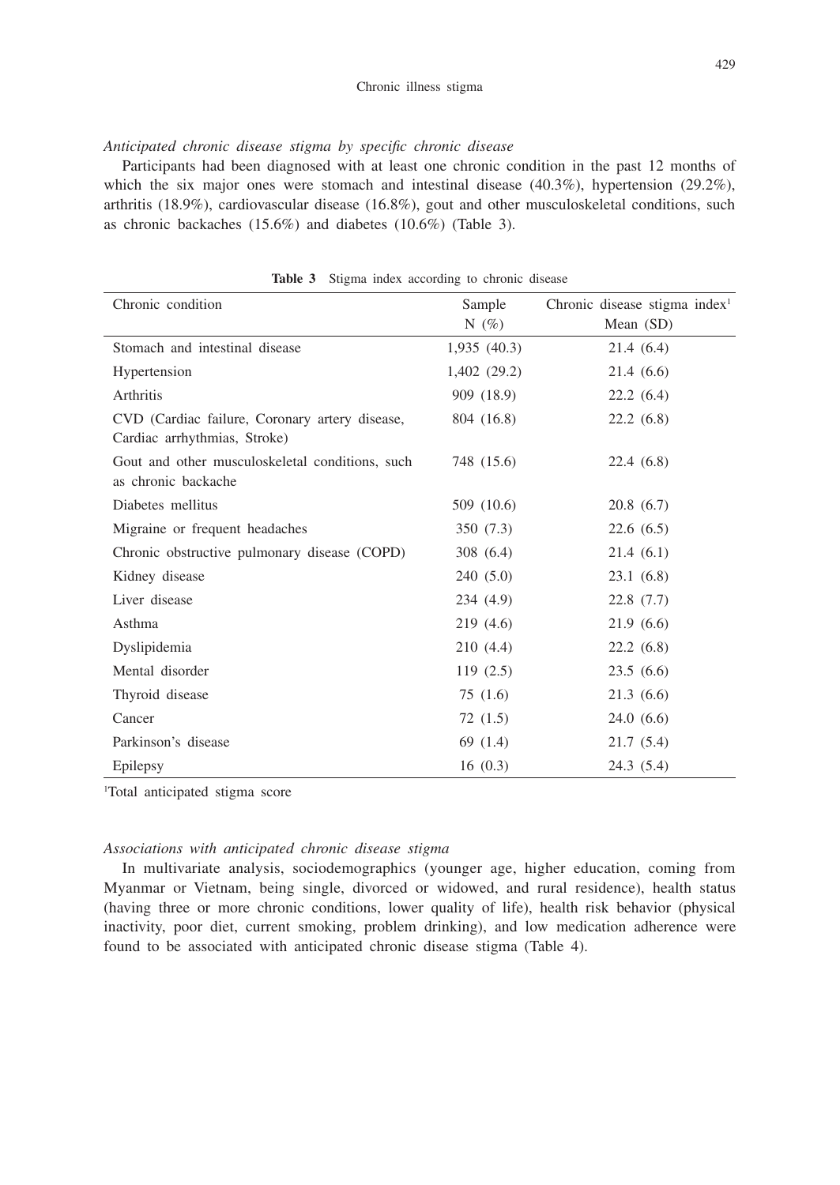*Anticipated chronic disease stigma by specific chronic disease*

Participants had been diagnosed with at least one chronic condition in the past 12 months of which the six major ones were stomach and intestinal disease (40.3%), hypertension (29.2%), arthritis (18.9%), cardiovascular disease (16.8%), gout and other musculoskeletal conditions, such as chronic backaches (15.6%) and diabetes (10.6%) (Table 3).

**Table 3** Stigma index according to chronic disease

| Chronic condition | Sample N (%) | Chronic disease stigma index[1] Mean (SD) |
|---|---|---|
| Stomach and intestinal disease | 1,935 (40.3) | 21.4 (6.4) |
| Hypertension | 1,402 (29.2) | 21.4 (6.6) |
| Arthritis | 909 (18.9) | 22.2 (6.4) |
| CVD (Cardiac failure, Coronary artery disease, Cardiac arrhythmias, Stroke) | 804 (16.8) | 22.2 (6.8) |
| Gout and other musculoskeletal conditions, such as chronic backache | 748 (15.6) | 22.4 (6.8) |
| Diabetes mellitus | 509 (10.6) | 20.8 (6.7) |
| Migraine or frequent headaches | 350 (7.3) | 22.6 (6.5) |
| Chronic obstructive pulmonary disease (COPD) | 308 (6.4) | 21.4 (6.1) |
| Kidney disease | 240 (5.0) | 23.1 (6.8) |
| Liver disease | 234 (4.9) | 22.8 (7.7) |
| Asthma | 219 (4.6) | 21.9 (6.6) |
| Dyslipidemia | 210 (4.4) | 22.2 (6.8) |
| Mental disorder | 119 (2.5) | 23.5 (6.6) |
| Thyroid disease | 75 (1.6) | 21.3 (6.6) |
| Cancer | 72 (1.5) | 24.0 (6.6) |
| Parkinson's disease | 69 (1.4) | 21.7 (5.4) |
| Epilepsy | 16 (0.3) | 24.3 (5.4) |

[1]Total anticipated stigma score

*Associations with anticipated chronic disease stigma*

In multivariate analysis, sociodemographics (younger age, higher education, coming from Myanmar or Vietnam, being single, divorced or widowed, and rural residence), health status (having three or more chronic conditions, lower quality of life), health risk behavior (physical inactivity, poor diet, current smoking, problem drinking), and low medication adherence were found to be associated with anticipated chronic disease stigma (Table 4).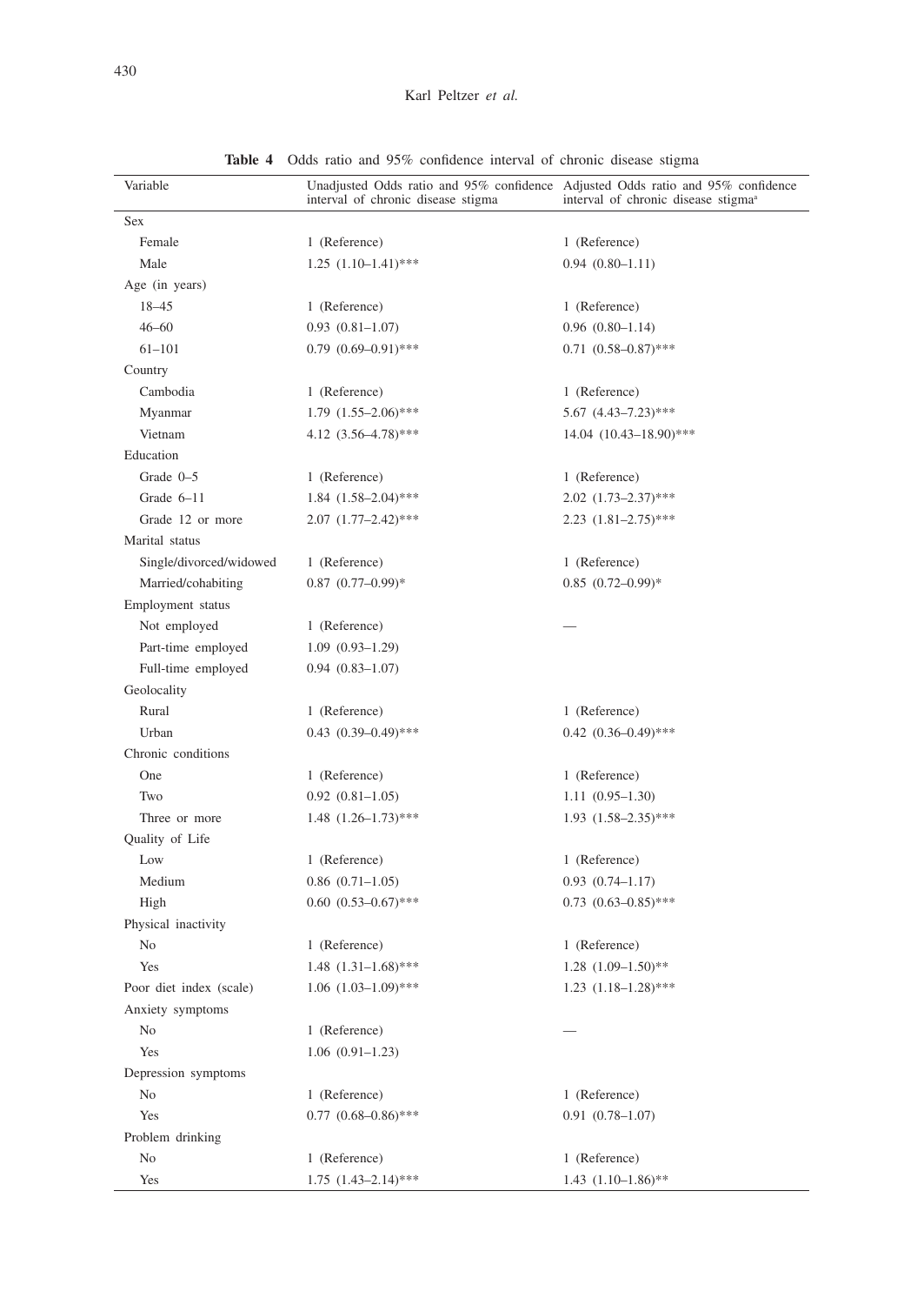**Table 4** Odds ratio and 95% confidence interval of chronic disease stigma

| Variable | Unadjusted Odds ratio and 95% confidence interval of chronic disease stigma | Adjusted Odds ratio and 95% confidence interval of chronic disease stigma[a] |
|---|---|---|
| Sex | | |
| Female | 1 (Reference) | 1 (Reference) |
| Male | 1.25 (1.10–1.41)*** | 0.94 (0.80–1.11) |
| Age (in years) | | |
| 18–45 | 1 (Reference) | 1 (Reference) |
| 46–60 | 0.93 (0.81–1.07) | 0.96 (0.80–1.14) |
| 61–101 | 0.79 (0.69–0.91)*** | 0.71 (0.58–0.87)*** |
| Country | | |
| Cambodia | 1 (Reference) | 1 (Reference) |
| Myanmar | 1.79 (1.55–2.06)*** | 5.67 (4.43–7.23)*** |
| Vietnam | 4.12 (3.56–4.78)*** | 14.04 (10.43–18.90)*** |
| Education | | |
| Grade 0–5 | 1 (Reference) | 1 (Reference) |
| Grade 6–11 | 1.84 (1.58–2.04)*** | 2.02 (1.73–2.37)*** |
| Grade 12 or more | 2.07 (1.77–2.42)*** | 2.23 (1.81–2.75)*** |
| Marital status | | |
| Single/divorced/widowed | 1 (Reference) | 1 (Reference) |
| Married/cohabiting | 0.87 (0.77–0.99)* | 0.85 (0.72–0.99)* |
| Employment status | | |
| Not employed | 1 (Reference) | — |
| Part-time employed | 1.09 (0.93–1.29) | |
| Full-time employed | 0.94 (0.83–1.07) | |
| Geolocality | | |
| Rural | 1 (Reference) | 1 (Reference) |
| Urban | 0.43 (0.39–0.49)*** | 0.42 (0.36–0.49)*** |
| Chronic conditions | | |
| One | 1 (Reference) | 1 (Reference) |
| Two | 0.92 (0.81–1.05) | 1.11 (0.95–1.30) |
| Three or more | 1.48 (1.26–1.73)*** | 1.93 (1.58–2.35)*** |
| Quality of Life | | |
| Low | 1 (Reference) | 1 (Reference) |
| Medium | 0.86 (0.71–1.05) | 0.93 (0.74–1.17) |
| High | 0.60 (0.53–0.67)*** | 0.73 (0.63–0.85)*** |
| Physical inactivity | | |
| No | 1 (Reference) | 1 (Reference) |
| Yes | 1.48 (1.31–1.68)*** | 1.28 (1.09–1.50)** |
| Poor diet index (scale) | 1.06 (1.03–1.09)*** | 1.23 (1.18–1.28)*** |
| Anxiety symptoms | | |
| No | 1 (Reference) | — |
| Yes | 1.06 (0.91–1.23) | |
| Depression symptoms | | |
| No | 1 (Reference) | 1 (Reference) |
| Yes | 0.77 (0.68–0.86)*** | 0.91 (0.78–1.07) |
| Problem drinking | | |
| No | 1 (Reference) | 1 (Reference) |
| Yes | 1.75 (1.43–2.14)*** | 1.43 (1.10–1.86)** |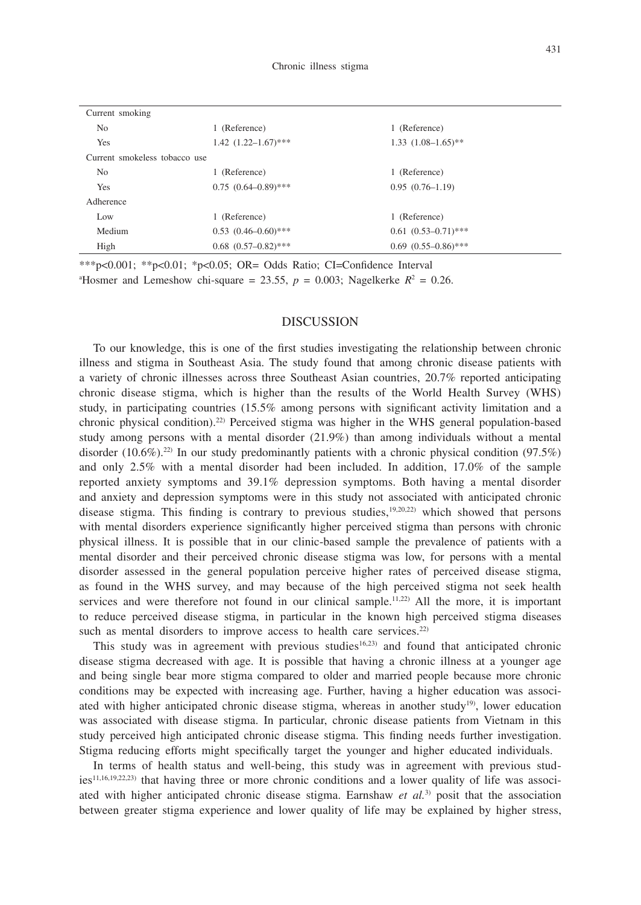| | | |
|---|---|---|
| Current smoking | | |
| No | 1 (Reference) | 1 (Reference) |
| Yes | 1.42 (1.22–1.67)*** | 1.33 (1.08–1.65)** |
| Current smokeless tobacco use | | |
| No | 1 (Reference) | 1 (Reference) |
| Yes | 0.75 (0.64–0.89)*** | 0.95 (0.76–1.19) |
| Adherence | | |
| Low | 1 (Reference) | 1 (Reference) |
| Medium | 0.53 (0.46–0.60)*** | 0.61 (0.53–0.71)*** |
| High | 0.68 (0.57–0.82)*** | 0.69 (0.55–0.86)*** |

***p<0.001; **p<0.01; *p<0.05; OR= Odds Ratio; CI=Confidence Interval

[a]Hosmer and Lemeshow chi-square = 23.55, $p$ = 0.003; Nagelkerke $R^2$ = 0.26.

## DISCUSSION

To our knowledge, this is one of the first studies investigating the relationship between chronic illness and stigma in Southeast Asia. The study found that among chronic disease patients with a variety of chronic illnesses across three Southeast Asian countries, 20.7% reported anticipating chronic disease stigma, which is higher than the results of the World Health Survey (WHS) study, in participating countries (15.5% among persons with significant activity limitation and a chronic physical condition).[22] Perceived stigma was higher in the WHS general population-based study among persons with a mental disorder (21.9%) than among individuals without a mental disorder (10.6%).[22] In our study predominantly patients with a chronic physical condition (97.5%) and only 2.5% with a mental disorder had been included. In addition, 17.0% of the sample reported anxiety symptoms and 39.1% depression symptoms. Both having a mental disorder and anxiety and depression symptoms were in this study not associated with anticipated chronic disease stigma. This finding is contrary to previous studies,[19,20,22] which showed that persons with mental disorders experience significantly higher perceived stigma than persons with chronic physical illness. It is possible that in our clinic-based sample the prevalence of patients with a mental disorder and their perceived chronic disease stigma was low, for persons with a mental disorder assessed in the general population perceive higher rates of perceived disease stigma, as found in the WHS survey, and may because of the high perceived stigma not seek health services and were therefore not found in our clinical sample.[11,22] All the more, it is important to reduce perceived disease stigma, in particular in the known high perceived stigma diseases such as mental disorders to improve access to health care services.[22]

This study was in agreement with previous studies[16,23] and found that anticipated chronic disease stigma decreased with age. It is possible that having a chronic illness at a younger age and being single bear more stigma compared to older and married people because more chronic conditions may be expected with increasing age. Further, having a higher education was associated with higher anticipated chronic disease stigma, whereas in another study[19], lower education was associated with disease stigma. In particular, chronic disease patients from Vietnam in this study perceived high anticipated chronic disease stigma. This finding needs further investigation. Stigma reducing efforts might specifically target the younger and higher educated individuals.

In terms of health status and well-being, this study was in agreement with previous studies[11,16,19,22,23] that having three or more chronic conditions and a lower quality of life was associated with higher anticipated chronic disease stigma. Earnshaw *et al.*[3] posit that the association between greater stigma experience and lower quality of life may be explained by higher stress,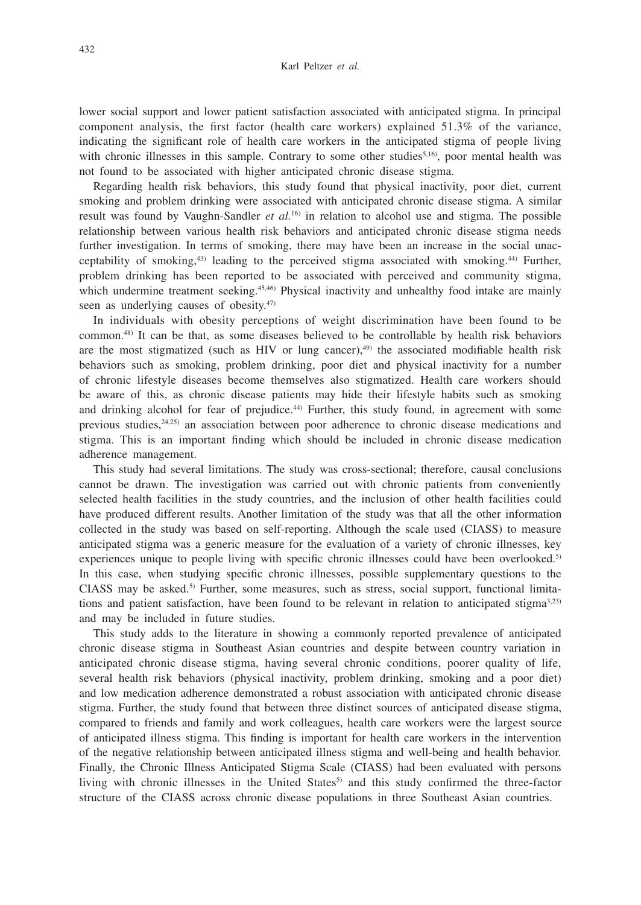lower social support and lower patient satisfaction associated with anticipated stigma. In principal component analysis, the first factor (health care workers) explained 51.3% of the variance, indicating the significant role of health care workers in the anticipated stigma of people living with chronic illnesses in this sample. Contrary to some other studies[5,16], poor mental health was not found to be associated with higher anticipated chronic disease stigma.

Regarding health risk behaviors, this study found that physical inactivity, poor diet, current smoking and problem drinking were associated with anticipated chronic disease stigma. A similar result was found by Vaughn-Sandler *et al.*[16] in relation to alcohol use and stigma. The possible relationship between various health risk behaviors and anticipated chronic disease stigma needs further investigation. In terms of smoking, there may have been an increase in the social unacceptability of smoking,[43] leading to the perceived stigma associated with smoking.[44] Further, problem drinking has been reported to be associated with perceived and community stigma, which undermine treatment seeking.[45,46] Physical inactivity and unhealthy food intake are mainly seen as underlying causes of obesity.[47]

In individuals with obesity perceptions of weight discrimination have been found to be common.[48] It can be that, as some diseases believed to be controllable by health risk behaviors are the most stigmatized (such as HIV or lung cancer),[49] the associated modifiable health risk behaviors such as smoking, problem drinking, poor diet and physical inactivity for a number of chronic lifestyle diseases become themselves also stigmatized. Health care workers should be aware of this, as chronic disease patients may hide their lifestyle habits such as smoking and drinking alcohol for fear of prejudice.[44] Further, this study found, in agreement with some previous studies,[24,25] an association between poor adherence to chronic disease medications and stigma. This is an important finding which should be included in chronic disease medication adherence management.

This study had several limitations. The study was cross-sectional; therefore, causal conclusions cannot be drawn. The investigation was carried out with chronic patients from conveniently selected health facilities in the study countries, and the inclusion of other health facilities could have produced different results. Another limitation of the study was that all the other information collected in the study was based on self-reporting. Although the scale used (CIASS) to measure anticipated stigma was a generic measure for the evaluation of a variety of chronic illnesses, key experiences unique to people living with specific chronic illnesses could have been overlooked.[5] In this case, when studying specific chronic illnesses, possible supplementary questions to the CIASS may be asked.[5] Further, some measures, such as stress, social support, functional limitations and patient satisfaction, have been found to be relevant in relation to anticipated stigma[3,23] and may be included in future studies.

This study adds to the literature in showing a commonly reported prevalence of anticipated chronic disease stigma in Southeast Asian countries and despite between country variation in anticipated chronic disease stigma, having several chronic conditions, poorer quality of life, several health risk behaviors (physical inactivity, problem drinking, smoking and a poor diet) and low medication adherence demonstrated a robust association with anticipated chronic disease stigma. Further, the study found that between three distinct sources of anticipated disease stigma, compared to friends and family and work colleagues, health care workers were the largest source of anticipated illness stigma. This finding is important for health care workers in the intervention of the negative relationship between anticipated illness stigma and well-being and health behavior. Finally, the Chronic Illness Anticipated Stigma Scale (CIASS) had been evaluated with persons living with chronic illnesses in the United States[5] and this study confirmed the three-factor structure of the CIASS across chronic disease populations in three Southeast Asian countries.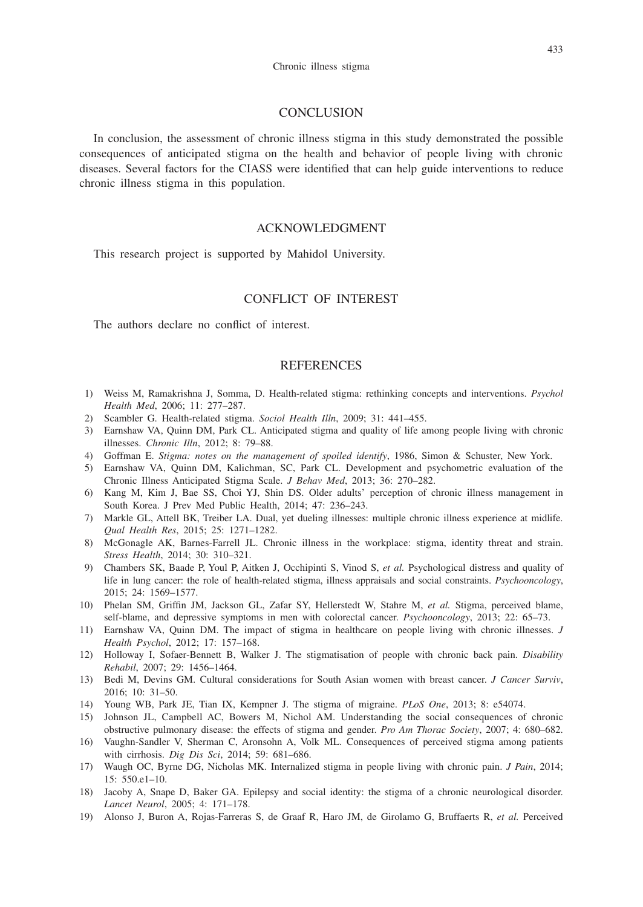## CONCLUSION

In conclusion, the assessment of chronic illness stigma in this study demonstrated the possible consequences of anticipated stigma on the health and behavior of people living with chronic diseases. Several factors for the CIASS were identified that can help guide interventions to reduce chronic illness stigma in this population.

## ACKNOWLEDGMENT

This research project is supported by Mahidol University.

## CONFLICT OF INTEREST

The authors declare no conflict of interest.

## REFERENCES

1) Weiss M, Ramakrishna J, Somma, D. Health-related stigma: rethinking concepts and interventions. *Psychol Health Med*, 2006; 11: 277–287.
2) Scambler G. Health-related stigma. *Sociol Health Illn*, 2009; 31: 441–455.
3) Earnshaw VA, Quinn DM, Park CL. Anticipated stigma and quality of life among people living with chronic illnesses. *Chronic Illn*, 2012; 8: 79–88.
4) Goffman E. *Stigma: notes on the management of spoiled identify*, 1986, Simon & Schuster, New York.
5) Earnshaw VA, Quinn DM, Kalichman, SC, Park CL. Development and psychometric evaluation of the Chronic Illness Anticipated Stigma Scale. *J Behav Med*, 2013; 36: 270–282.
6) Kang M, Kim J, Bae SS, Choi YJ, Shin DS. Older adults' perception of chronic illness management in South Korea. J Prev Med Public Health, 2014; 47: 236–243.
7) Markle GL, Attell BK, Treiber LA. Dual, yet dueling illnesses: multiple chronic illness experience at midlife. *Qual Health Res*, 2015; 25: 1271–1282.
8) McGonagle AK, Barnes-Farrell JL. Chronic illness in the workplace: stigma, identity threat and strain. *Stress Health*, 2014; 30: 310–321.
9) Chambers SK, Baade P, Youl P, Aitken J, Occhipinti S, Vinod S, *et al.* Psychological distress and quality of life in lung cancer: the role of health-related stigma, illness appraisals and social constraints. *Psychooncology*, 2015; 24: 1569–1577.
10) Phelan SM, Griffin JM, Jackson GL, Zafar SY, Hellerstedt W, Stahre M, *et al.* Stigma, perceived blame, self-blame, and depressive symptoms in men with colorectal cancer. *Psychooncology*, 2013; 22: 65–73.
11) Earnshaw VA, Quinn DM. The impact of stigma in healthcare on people living with chronic illnesses. *J Health Psychol*, 2012; 17: 157–168.
12) Holloway I, Sofaer-Bennett B, Walker J. The stigmatisation of people with chronic back pain. *Disability Rehabil*, 2007; 29: 1456–1464.
13) Bedi M, Devins GM. Cultural considerations for South Asian women with breast cancer. *J Cancer Surviv*, 2016; 10: 31–50.
14) Young WB, Park JE, Tian IX, Kempner J. The stigma of migraine. *PLoS One*, 2013; 8: e54074.
15) Johnson JL, Campbell AC, Bowers M, Nichol AM. Understanding the social consequences of chronic obstructive pulmonary disease: the effects of stigma and gender. *Pro Am Thorac Society*, 2007; 4: 680–682.
16) Vaughn-Sandler V, Sherman C, Aronsohn A, Volk ML. Consequences of perceived stigma among patients with cirrhosis. *Dig Dis Sci*, 2014; 59: 681–686.
17) Waugh OC, Byrne DG, Nicholas MK. Internalized stigma in people living with chronic pain. *J Pain*, 2014; 15: 550.e1–10.
18) Jacoby A, Snape D, Baker GA. Epilepsy and social identity: the stigma of a chronic neurological disorder. *Lancet Neurol*, 2005; 4: 171–178.
19) Alonso J, Buron A, Rojas-Farreras S, de Graaf R, Haro JM, de Girolamo G, Bruffaerts R, *et al.* Perceived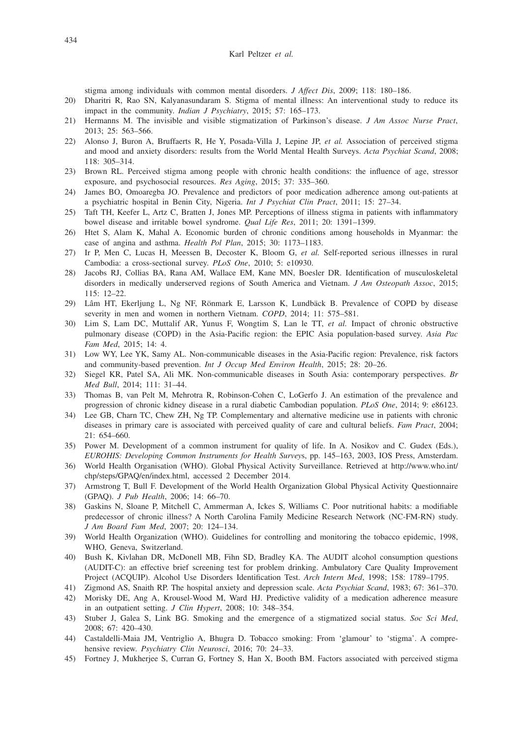stigma among individuals with common mental disorders. *J Affect Dis*, 2009; 118: 180–186.

20) Dharitri R, Rao SN, Kalyanasundaram S. Stigma of mental illness: An interventional study to reduce its impact in the community. *Indian J Psychiatry*, 2015; 57: 165–173.
21) Hermanns M. The invisible and visible stigmatization of Parkinson's disease. *J Am Assoc Nurse Pract*, 2013; 25: 563–566.
22) Alonso J, Buron A, Bruffaerts R, He Y, Posada-Villa J, Lepine JP, *et al.* Association of perceived stigma and mood and anxiety disorders: results from the World Mental Health Surveys. *Acta Psychiat Scand*, 2008; 118: 305–314.
23) Brown RL. Perceived stigma among people with chronic health conditions: the influence of age, stressor exposure, and psychosocial resources. *Res Aging*, 2015; 37: 335–360.
24) James BO, Omoaregba JO. Prevalence and predictors of poor medication adherence among out-patients at a psychiatric hospital in Benin City, Nigeria. *Int J Psychiat Clin Pract*, 2011; 15: 27–34.
25) Taft TH, Keefer L, Artz C, Bratten J, Jones MP. Perceptions of illness stigma in patients with inflammatory bowel disease and irritable bowel syndrome. *Qual Life Res*, 2011; 20: 1391–1399.
26) Htet S, Alam K, Mahal A. Economic burden of chronic conditions among households in Myanmar: the case of angina and asthma. *Health Pol Plan*, 2015; 30: 1173–1183.
27) Ir P, Men C, Lucas H, Meessen B, Decoster K, Bloom G, *et al.* Self-reported serious illnesses in rural Cambodia: a cross-sectional survey. *PLoS One*, 2010; 5: e10930.
28) Jacobs RJ, Collias BA, Rana AM, Wallace EM, Kane MN, Boesler DR. Identification of musculoskeletal disorders in medically underserved regions of South America and Vietnam. *J Am Osteopath Assoc*, 2015; 115: 12–22.
29) Lâm HT, Ekerljung L, Ng NF, Rönmark E, Larsson K, Lundbäck B. Prevalence of COPD by disease severity in men and women in northern Vietnam. *COPD*, 2014; 11: 575–581.
30) Lim S, Lam DC, Muttalif AR, Yunus F, Wongtim S, Lan le TT, *et al.* Impact of chronic obstructive pulmonary disease (COPD) in the Asia-Pacific region: the EPIC Asia population-based survey. *Asia Pac Fam Med*, 2015; 14: 4.
31) Low WY, Lee YK, Samy AL. Non-communicable diseases in the Asia-Pacific region: Prevalence, risk factors and community-based prevention. *Int J Occup Med Environ Health*, 2015; 28: 20–26.
32) Siegel KR, Patel SA, Ali MK. Non-communicable diseases in South Asia: contemporary perspectives. *Br Med Bull*, 2014; 111: 31–44.
33) Thomas B, van Pelt M, Mehrotra R, Robinson-Cohen C, LoGerfo J. An estimation of the prevalence and progression of chronic kidney disease in a rural diabetic Cambodian population. *PLoS One*, 2014; 9: e86123.
34) Lee GB, Charn TC, Chew ZH, Ng TP. Complementary and alternative medicine use in patients with chronic diseases in primary care is associated with perceived quality of care and cultural beliefs. *Fam Pract*, 2004; 21: 654–660.
35) Power M. Development of a common instrument for quality of life. In A. Nosikov and C. Gudex (Eds.), *EUROHIS: Developing Common Instruments for Health Surveys*, pp. 145–163, 2003, IOS Press, Amsterdam.
36) World Health Organisation (WHO). Global Physical Activity Surveillance. Retrieved at http://www.who.int/chp/steps/GPAQ/en/index.html, accessed 2 December 2014.
37) Armstrong T, Bull F. Development of the World Health Organization Global Physical Activity Questionnaire (GPAQ). *J Pub Health*, 2006; 14: 66–70.
38) Gaskins N, Sloane P, Mitchell C, Ammerman A, Ickes S, Williams C. Poor nutritional habits: a modifiable predecessor of chronic illness? A North Carolina Family Medicine Research Network (NC-FM-RN) study. *J Am Board Fam Med*, 2007; 20: 124–134.
39) World Health Organization (WHO). Guidelines for controlling and monitoring the tobacco epidemic, 1998, WHO, Geneva, Switzerland.
40) Bush K, Kivlahan DR, McDonell MB, Fihn SD, Bradley KA. The AUDIT alcohol consumption questions (AUDIT-C): an effective brief screening test for problem drinking. Ambulatory Care Quality Improvement Project (ACQUIP). Alcohol Use Disorders Identification Test. *Arch Intern Med*, 1998; 158: 1789–1795.
41) Zigmond AS, Snaith RP. The hospital anxiety and depression scale. *Acta Psychiat Scand*, 1983; 67: 361–370.
42) Morisky DE, Ang A, Krousel-Wood M, Ward HJ. Predictive validity of a medication adherence measure in an outpatient setting. *J Clin Hypert*, 2008; 10: 348–354.
43) Stuber J, Galea S, Link BG. Smoking and the emergence of a stigmatized social status. *Soc Sci Med*, 2008; 67: 420–430.
44) Castaldelli-Maia JM, Ventriglio A, Bhugra D. Tobacco smoking: From 'glamour' to 'stigma'. A comprehensive review. *Psychiatry Clin Neurosci*, 2016; 70: 24–33.
45) Fortney J, Mukherjee S, Curran G, Fortney S, Han X, Booth BM. Factors associated with perceived stigma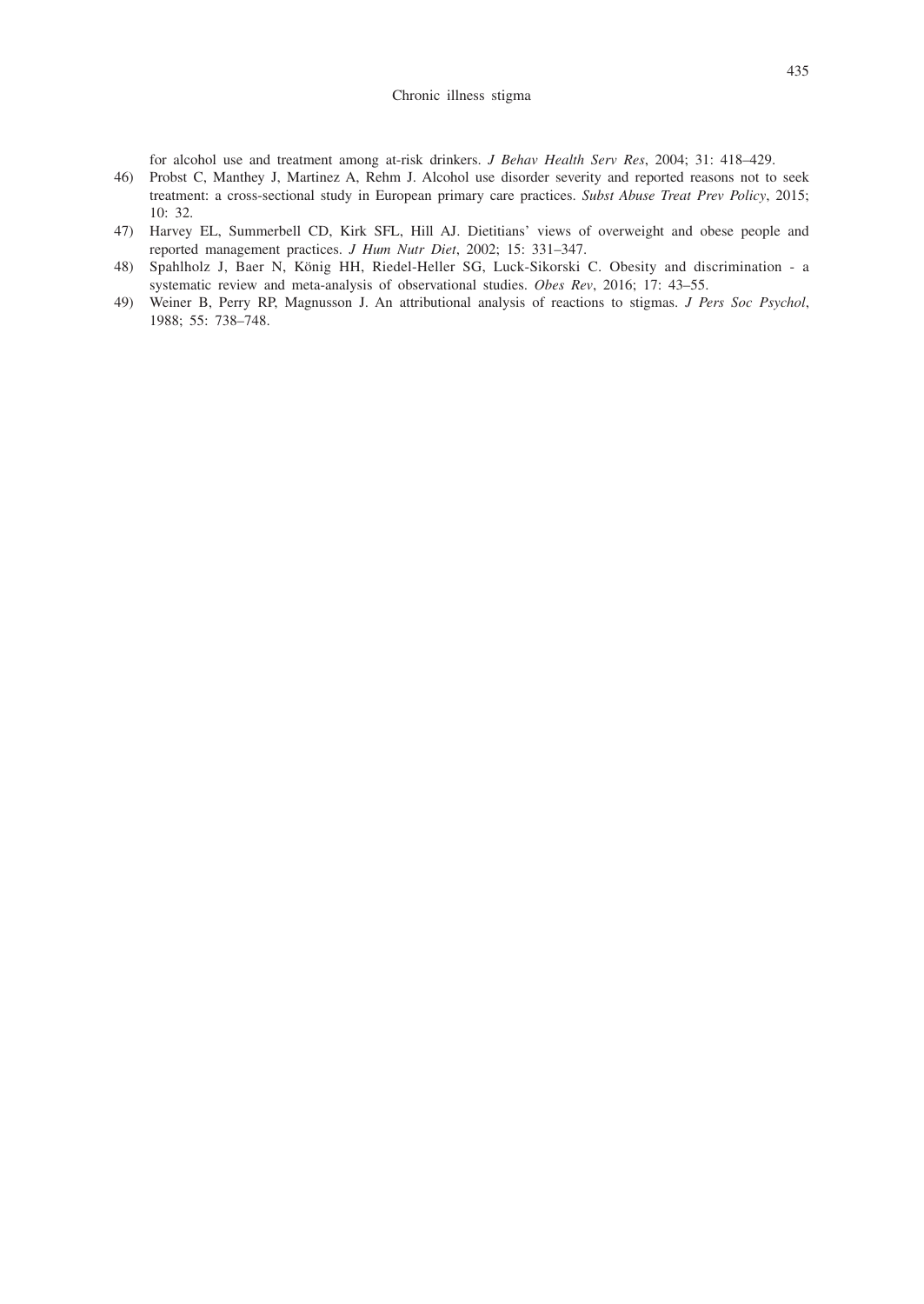for alcohol use and treatment among at-risk drinkers. *J Behav Health Serv Res*, 2004; 31: 418–429.

46) Probst C, Manthey J, Martinez A, Rehm J. Alcohol use disorder severity and reported reasons not to seek treatment: a cross-sectional study in European primary care practices. *Subst Abuse Treat Prev Policy*, 2015; 10: 32.
47) Harvey EL, Summerbell CD, Kirk SFL, Hill AJ. Dietitians' views of overweight and obese people and reported management practices. *J Hum Nutr Diet*, 2002; 15: 331–347.
48) Spahlholz J, Baer N, König HH, Riedel-Heller SG, Luck-Sikorski C. Obesity and discrimination - a systematic review and meta-analysis of observational studies. *Obes Rev*, 2016; 17: 43–55.
49) Weiner B, Perry RP, Magnusson J. An attributional analysis of reactions to stigmas. *J Pers Soc Psychol*, 1988; 55: 738–748.